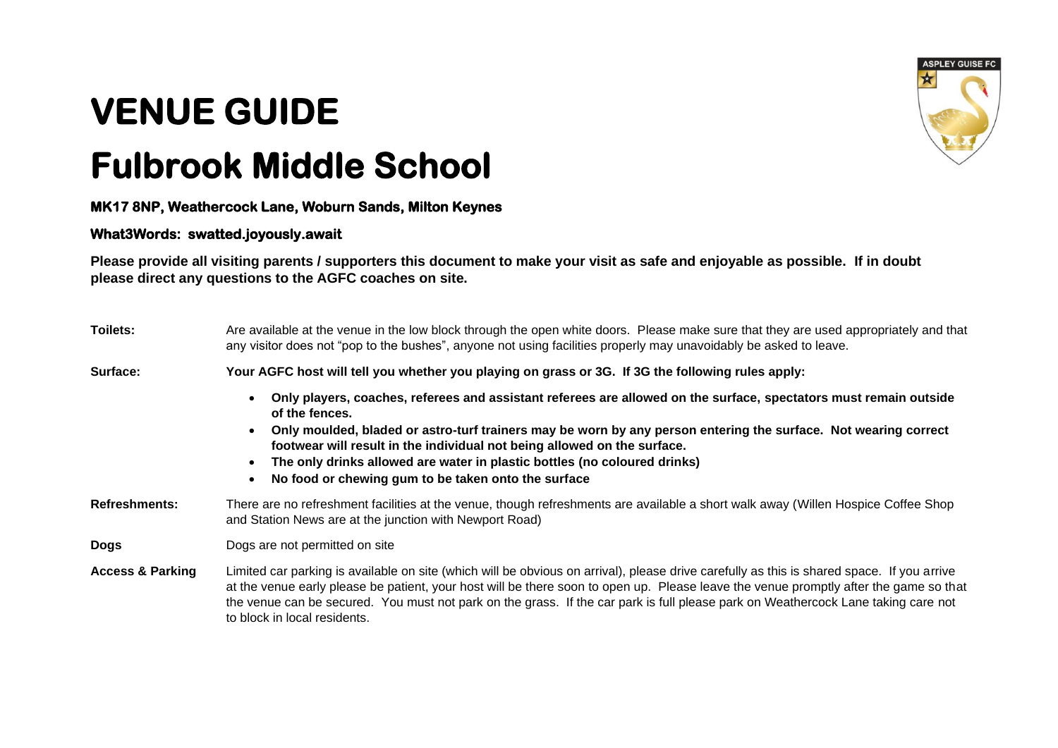# VENUE GUIDE

# Fulbrook Middle School

**MK17 8NP, Weathercock Lane, Woburn Sands, Milton Keynes**

**What3Words: swatted.joyously.await**

**Please provide all visiting parents / supporters this document to make your visit as safe and enjoyable as possible. If in doubt please direct any questions to the AGFC coaches on site.**

**Toilets:** Are available at the venue in the low block through the open white doors. Please make sure that they are used appropriately and that any visitor does not "pop to the bushes", anyone not using facilities properly may unavoidably be asked to leave.

**Surface:** **Your AGFC host will tell you whether you playing on grass or 3G. If 3G the following rules apply:**

- **Only players, coaches, referees and assistant referees are allowed on the surface, spectators must remain outside of the fences.**
- **Only moulded, bladed or astro-turf trainers may be worn by any person entering the surface. Not wearing correct footwear will result in the individual not being allowed on the surface.**
- **The only drinks allowed are water in plastic bottles (no coloured drinks)**
- **No food or chewing gum to be taken onto the surface**

**Refreshments:** There are no refreshment facilities at the venue, though refreshments are available a short walk away (Willen Hospice Coffee Shop and Station News are at the junction with Newport Road)

**Dogs** Dogs are not permitted on site

**Access & Parking** Limited car parking is available on site (which will be obvious on arrival), please drive carefully as this is shared space. If you arrive at the venue early please be patient, your host will be there soon to open up. Please leave the venue promptly after the game so that the venue can be secured. You must not park on the grass. If the car park is full please park on Weathercock Lane taking care not to block in local residents.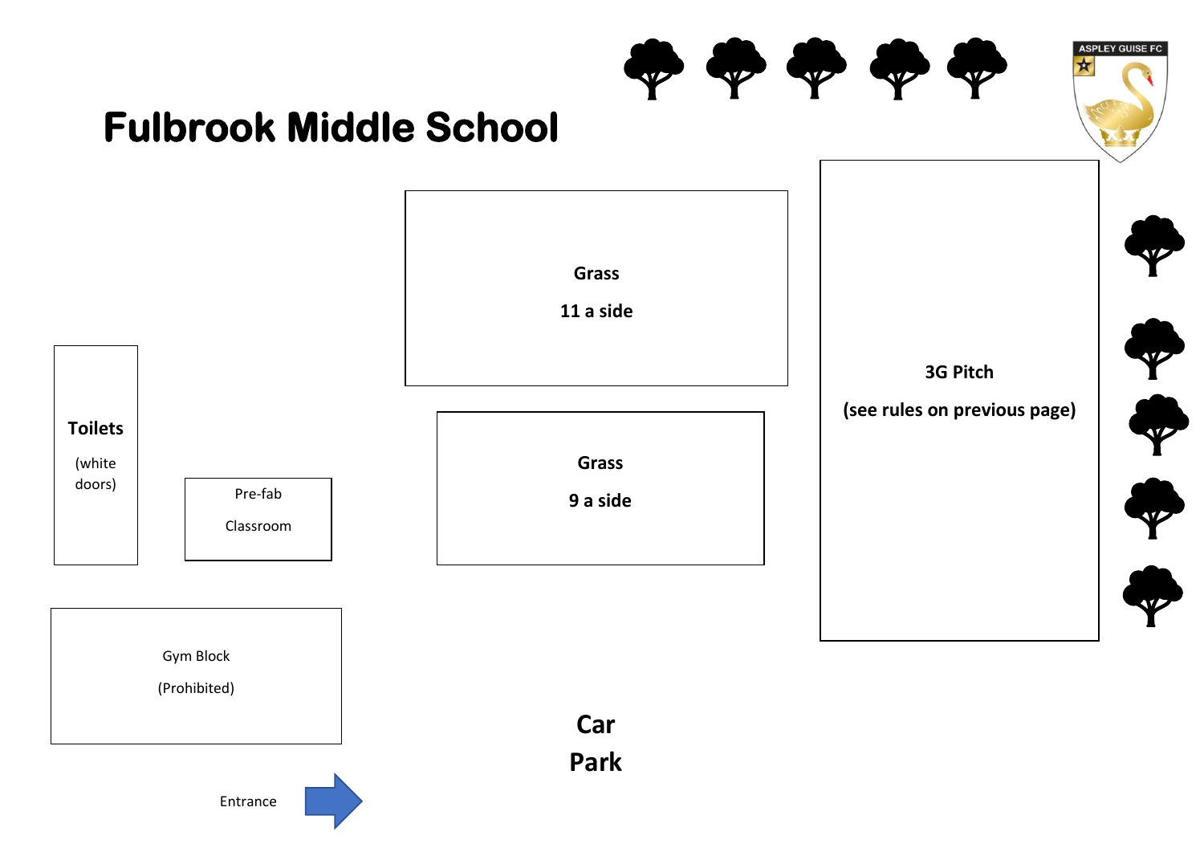# Fulbrook Middle School

ASPLEY GUISE FC

Grass

11 a side

3G Pitch

(see rules on previous page)

Toilets

(white doors)

Pre-fab

Classroom

Grass

9 a side

Gym Block

(Prohibited)

Car

Park

Entrance